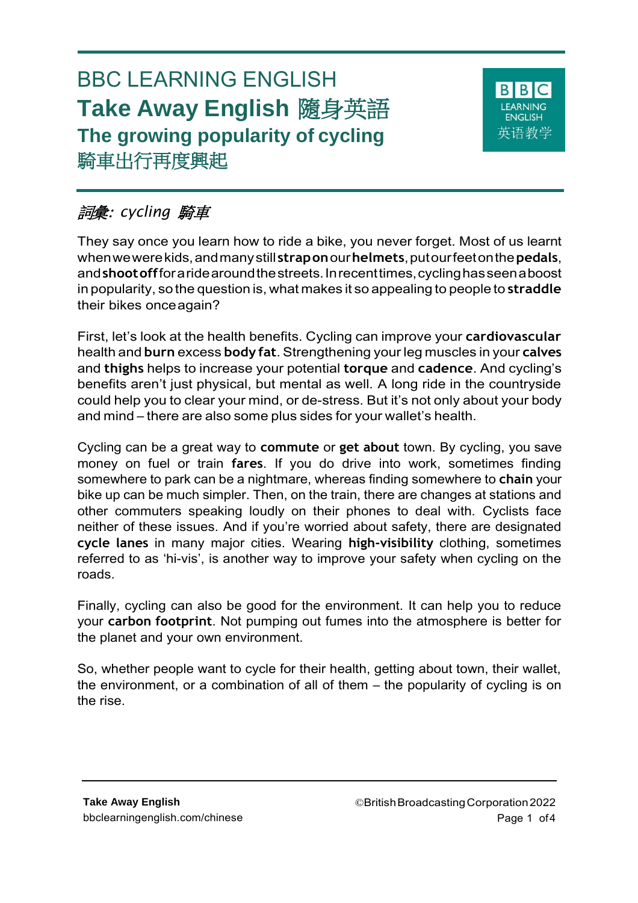# BBC LEARNING ENGLISH

# Take Away English 隨身英語

## The growing popularity of cycling

## 騎車出行再度興起

*詞彙: cycling 騎車*

They say once you learn how to ride a bike, you never forget. Most of us learnt when we were kids, and many still **strap on** our **helmets**, put our feet on the **pedals**, and **shoot off** for a ride around the streets. In recent times, cycling has seen a boost in popularity, so the question is, what makes it so appealing to people to **straddle** their bikes once again?

First, let's look at the health benefits. Cycling can improve your **cardiovascular** health and **burn** excess **body fat**. Strengthening your leg muscles in your **calves** and **thighs** helps to increase your potential **torque** and **cadence**. And cycling's benefits aren't just physical, but mental as well. A long ride in the countryside could help you to clear your mind, or de-stress. But it's not only about your body and mind – there are also some plus sides for your wallet's health.

Cycling can be a great way to **commute** or **get about** town. By cycling, you save money on fuel or train **fares**. If you do drive into work, sometimes finding somewhere to park can be a nightmare, whereas finding somewhere to **chain** your bike up can be much simpler. Then, on the train, there are changes at stations and other commuters speaking loudly on their phones to deal with. Cyclists face neither of these issues. And if you're worried about safety, there are designated **cycle lanes** in many major cities. Wearing **high-visibility** clothing, sometimes referred to as 'hi-vis', is another way to improve your safety when cycling on the roads.

Finally, cycling can also be good for the environment. It can help you to reduce your **carbon footprint**. Not pumping out fumes into the atmosphere is better for the planet and your own environment.

So, whether people want to cycle for their health, getting about town, their wallet, the environment, or a combination of all of them – the popularity of cycling is on the rise.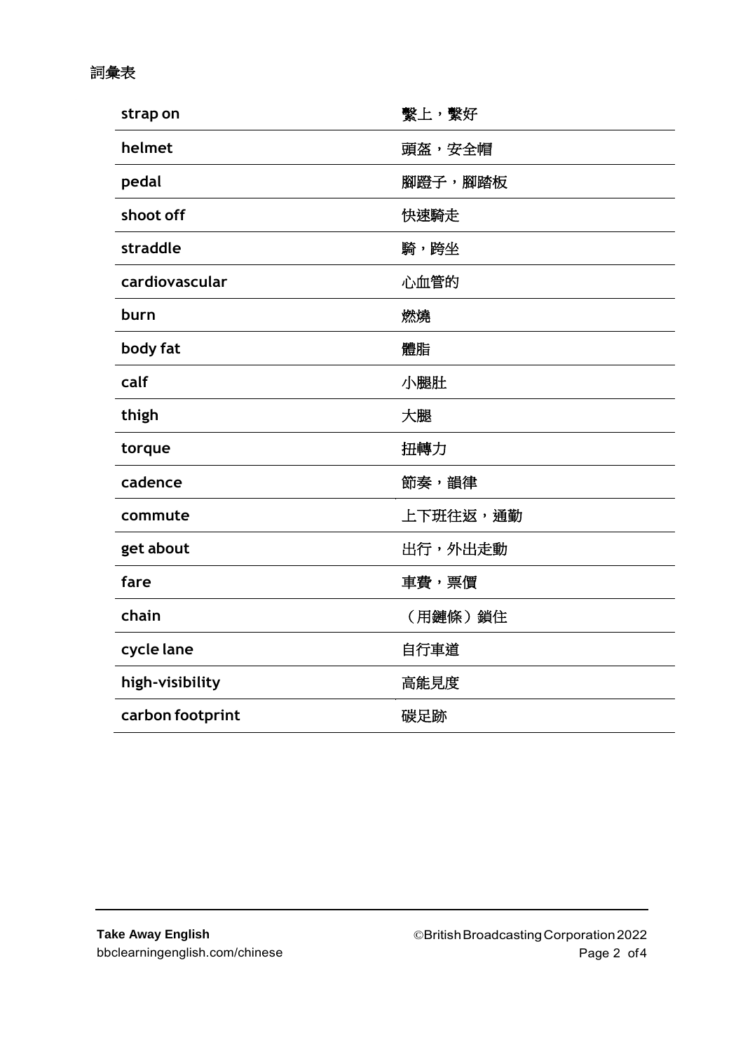詞彙表

| | |
|---|---|
| **strap on** | 繫上，繫好 |
| **helmet** | 頭盔，安全帽 |
| **pedal** | 腳蹬子，腳踏板 |
| **shoot off** | 快速騎走 |
| **straddle** | 騎，跨坐 |
| **cardiovascular** | 心血管的 |
| **burn** | 燃燒 |
| **body fat** | 體脂 |
| **calf** | 小腿肚 |
| **thigh** | 大腿 |
| **torque** | 扭轉力 |
| **cadence** | 節奏，韻律 |
| **commute** | 上下班往返，通勤 |
| **get about** | 出行，外出走動 |
| **fare** | 車費，票價 |
| **chain** | （用鏈條）鎖住 |
| **cycle lane** | 自行車道 |
| **high-visibility** | 高能見度 |
| **carbon footprint** | 碳足跡 |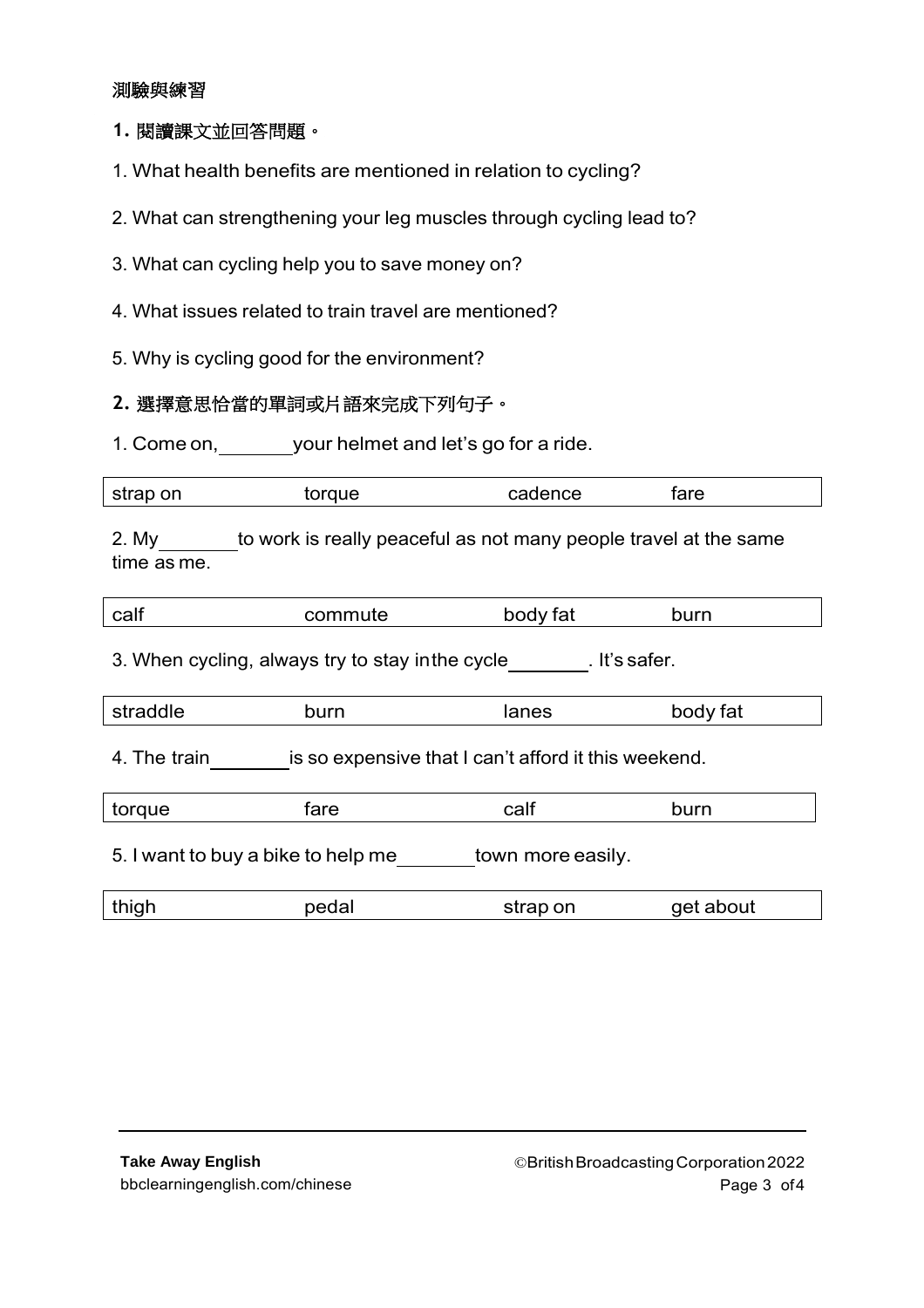## 測驗與練習

### 1. 閱讀課文並回答問題。

1. What health benefits are mentioned in relation to cycling?

2. What can strengthening your leg muscles through cycling lead to?

3. What can cycling help you to save money on?

4. What issues related to train travel are mentioned?

5. Why is cycling good for the environment?

### 2. 選擇意思恰當的單詞或片語來完成下列句子。

1. Come on, ________ your helmet and let's go for a ride.

| strap on | torque | cadence | fare |
|---|---|---|---|

2. My ________ to work is really peaceful as not many people travel at the same time as me.

| calf | commute | body fat | burn |
|---|---|---|---|

3. When cycling, always try to stay in the cycle ________. It's safer.

| straddle | burn | lanes | body fat |
|---|---|---|---|

4. The train ________ is so expensive that I can't afford it this weekend.

| torque | fare | calf | burn |
|---|---|---|---|

5. I want to buy a bike to help me ________ town more easily.

| thigh | pedal | strap on | get about |
|---|---|---|---|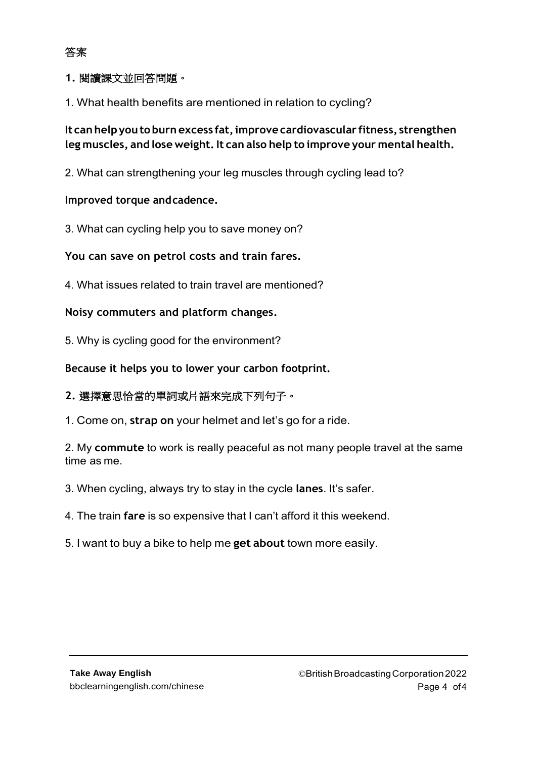答案

**1.** 閱讀課文並回答問題。

1. What health benefits are mentioned in relation to cycling?

**It can help you to burn excess fat, improve cardiovascular fitness, strengthen leg muscles, and lose weight. It can also help to improve your mental health.**

2. What can strengthening your leg muscles through cycling lead to?

**Improved torque and cadence.**

3. What can cycling help you to save money on?

**You can save on petrol costs and train fares.**

4. What issues related to train travel are mentioned?

**Noisy commuters and platform changes.**

5. Why is cycling good for the environment?

**Because it helps you to lower your carbon footprint.**

**2.** 選擇意思恰當的單詞或片語來完成下列句子。

1. Come on, **strap on** your helmet and let's go for a ride.

2. My **commute** to work is really peaceful as not many people travel at the same time as me.

3. When cycling, always try to stay in the cycle **lanes**. It's safer.

4. The train **fare** is so expensive that I can't afford it this weekend.

5. I want to buy a bike to help me **get about** town more easily.